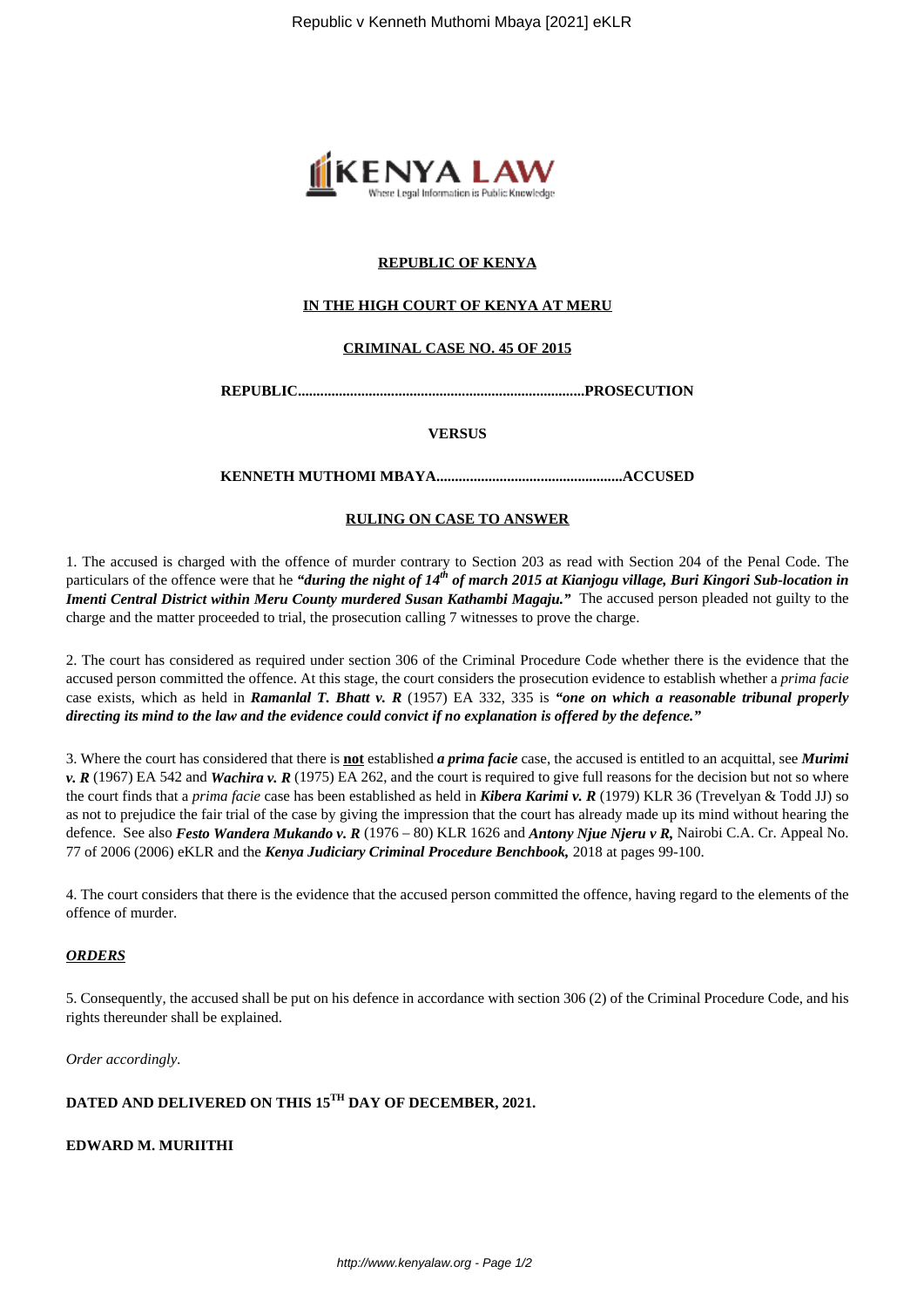**REPUBLIC OF KENYA**

**IN THE HIGH COURT OF KENYA AT MERU**

**CRIMINAL CASE NO. 45 OF 2015**

**REPUBLIC............................................................................PROSECUTION**

**VERSUS**

**KENNETH MUTHOMI MBAYA.................................................ACCUSED**

**RULING ON CASE TO ANSWER**

1. The accused is charged with the offence of murder contrary to Section 203 as read with Section 204 of the Penal Code. The particulars of the offence were that he ***"during the night of 14th of march 2015 at Kianjogu village, Buri Kingori Sub-location in Imenti Central District within Meru County murdered Susan Kathambi Magaju."*** The accused person pleaded not guilty to the charge and the matter proceeded to trial, the prosecution calling 7 witnesses to prove the charge.

2. The court has considered as required under section 306 of the Criminal Procedure Code whether there is the evidence that the accused person committed the offence. At this stage, the court considers the prosecution evidence to establish whether a *prima facie* case exists, which as held in ***Ramanlal T. Bhatt v. R*** (1957) EA 332, 335 is ***"one on which a reasonable tribunal properly directing its mind to the law and the evidence could convict if no explanation is offered by the defence."***

3. Where the court has considered that there is **not** established ***a prima facie*** case, the accused is entitled to an acquittal, see ***Murimi v. R*** (1967) EA 542 and ***Wachira v. R*** (1975) EA 262, and the court is required to give full reasons for the decision but not so where the court finds that a *prima facie* case has been established as held in ***Kibera Karimi v. R*** (1979) KLR 36 (Trevelyan & Todd JJ) so as not to prejudice the fair trial of the case by giving the impression that the court has already made up its mind without hearing the defence. See also ***Festo Wandera Mukando v. R*** (1976 – 80) KLR 1626 and ***Antony Njue Njeru v R,*** Nairobi C.A. Cr. Appeal No. 77 of 2006 (2006) eKLR and the ***Kenya Judiciary Criminal Procedure Benchbook,*** 2018 at pages 99-100.

4. The court considers that there is the evidence that the accused person committed the offence, having regard to the elements of the offence of murder.

***ORDERS***

5. Consequently, the accused shall be put on his defence in accordance with section 306 (2) of the Criminal Procedure Code, and his rights thereunder shall be explained.

*Order accordingly*.

**DATED AND DELIVERED ON THIS 15TH DAY OF DECEMBER, 2021.**

**EDWARD M. MURIITHI**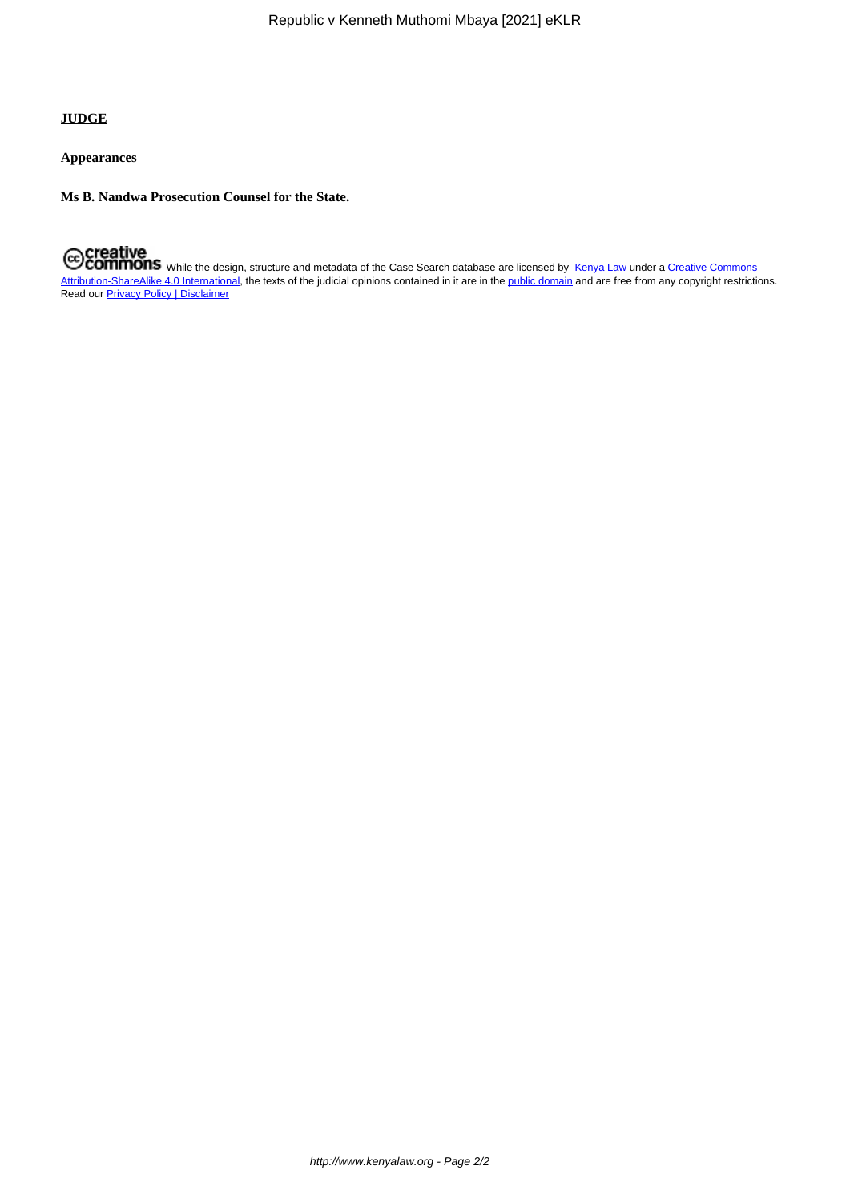**JUDGE**

**Appearances**

**Ms B. Nandwa Prosecution Counsel for the State.**

While the design, structure and metadata of the Case Search database are licensed by Kenya Law under a Creative Commons Attribution-ShareAlike 4.0 International, the texts of the judicial opinions contained in it are in the public domain and are free from any copyright restrictions. Read our Privacy Policy | Disclaimer